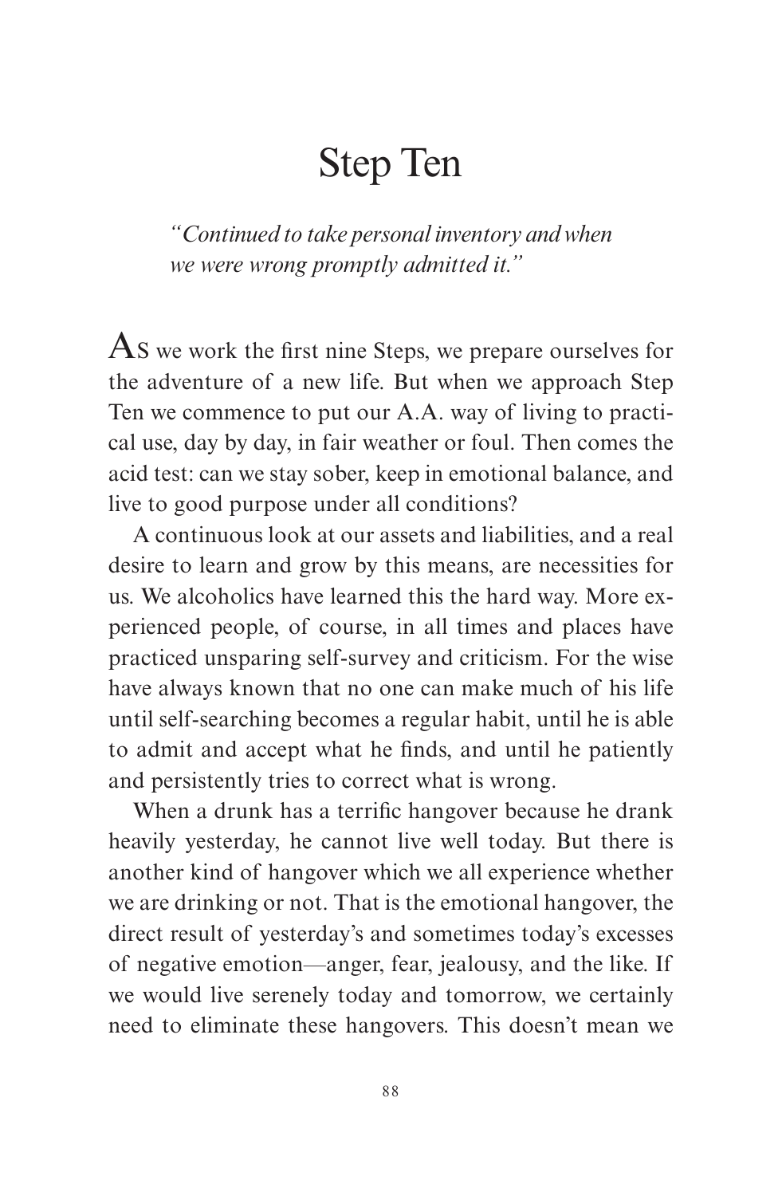# Step Ten

*"Continued to take personal inventory and when we were wrong promptly admitted it."*

AS we work the first nine Steps, we prepare ourselves for the adventure of a new life. But when we approach Step Ten we commence to put our A.A. way of living to practical use, day by day, in fair weather or foul. Then comes the acid test: can we stay sober, keep in emotional balance, and live to good purpose under all conditions?

A continuous look at our assets and liabilities, and a real desire to learn and grow by this means, are necessities for us. We alcoholics have learned this the hard way. More experienced people, of course, in all times and places have practiced unsparing self-survey and criticism. For the wise have always known that no one can make much of his life until self-searching becomes a regular habit, until he is able to admit and accept what he finds, and until he patiently and persistently tries to correct what is wrong.

When a drunk has a terrific hangover because he drank heavily yesterday, he cannot live well today. But there is another kind of hangover which we all experience whether we are drinking or not. That is the emotional hangover, the direct result of yesterday's and sometimes today's excesses of negative emotion—anger, fear, jealousy, and the like. If we would live serenely today and tomorrow, we certainly need to eliminate these hangovers. This doesn't mean we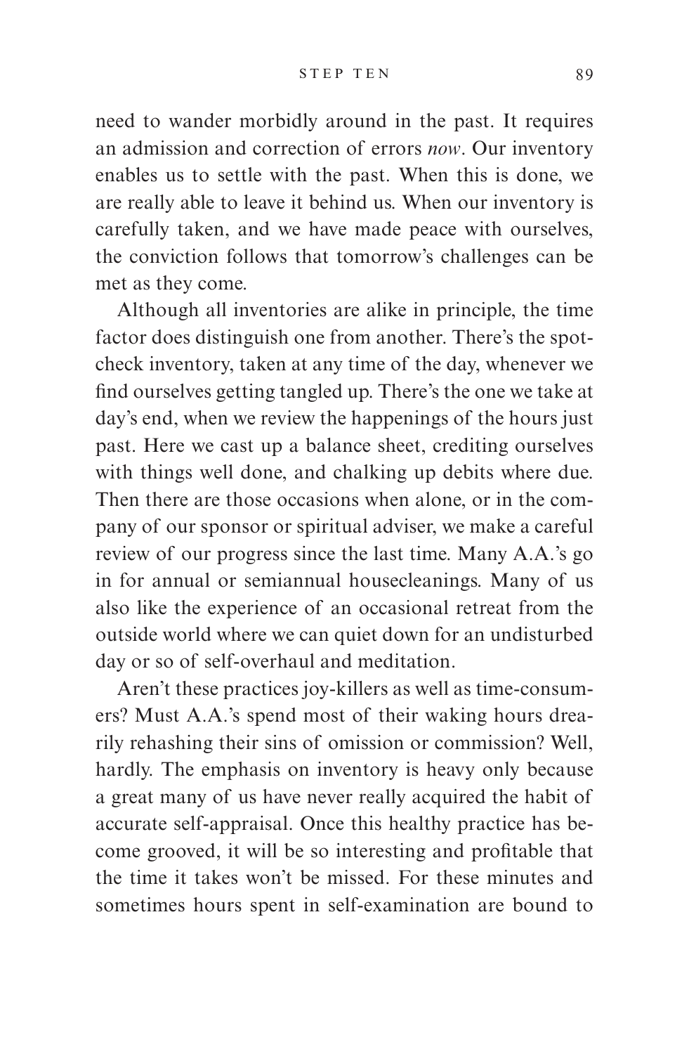need to wander morbidly around in the past. It requires an admission and correction of errors *now*. Our inventory enables us to settle with the past. When this is done, we are really able to leave it behind us. When our inventory is carefully taken, and we have made peace with ourselves, the conviction follows that tomorrow's challenges can be met as they come.

Although all inventories are alike in principle, the time factor does distinguish one from another. There's the spot-check inventory, taken at any time of the day, whenever we find ourselves getting tangled up. There's the one we take at day's end, when we review the happenings of the hours just past. Here we cast up a balance sheet, crediting ourselves with things well done, and chalking up debits where due. Then there are those occasions when alone, or in the company of our sponsor or spiritual adviser, we make a careful review of our progress since the last time. Many A.A.'s go in for annual or semiannual housecleanings. Many of us also like the experience of an occasional retreat from the outside world where we can quiet down for an undisturbed day or so of self-overhaul and meditation.

Aren't these practices joy-killers as well as time-consumers? Must A.A.'s spend most of their waking hours drearily rehashing their sins of omission or commission? Well, hardly. The emphasis on inventory is heavy only because a great many of us have never really acquired the habit of accurate self-appraisal. Once this healthy practice has become grooved, it will be so interesting and profitable that the time it takes won't be missed. For these minutes and sometimes hours spent in self-examination are bound to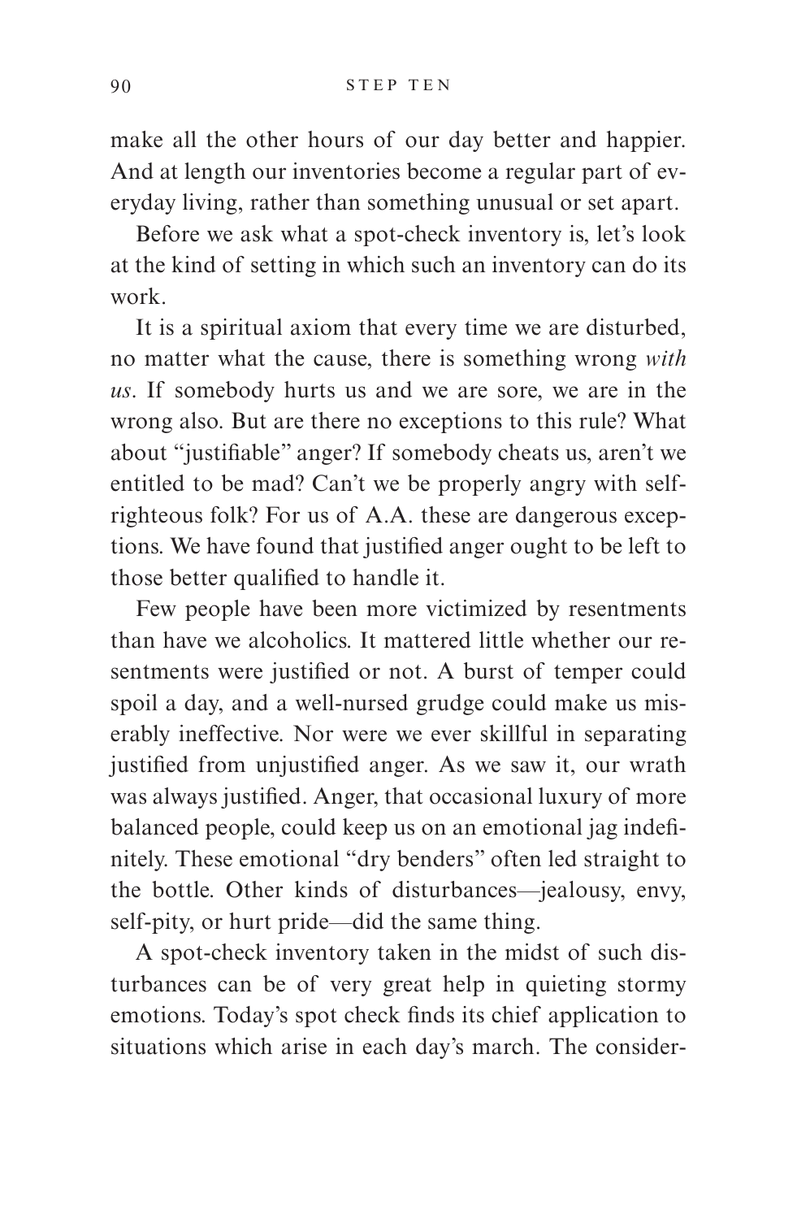make all the other hours of our day better and happier. And at length our inventories become a regular part of everyday living, rather than something unusual or set apart.

Before we ask what a spot-check inventory is, let's look at the kind of setting in which such an inventory can do its work.

It is a spiritual axiom that every time we are disturbed, no matter what the cause, there is something wrong *with us*. If somebody hurts us and we are sore, we are in the wrong also. But are there no exceptions to this rule? What about "justifiable" anger? If somebody cheats us, aren't we entitled to be mad? Can't we be properly angry with self-righteous folk? For us of A.A. these are dangerous exceptions. We have found that justified anger ought to be left to those better qualified to handle it.

Few people have been more victimized by resentments than have we alcoholics. It mattered little whether our resentments were justified or not. A burst of temper could spoil a day, and a well-nursed grudge could make us miserably ineffective. Nor were we ever skillful in separating justified from unjustified anger. As we saw it, our wrath was always justified. Anger, that occasional luxury of more balanced people, could keep us on an emotional jag indefinitely. These emotional "dry benders" often led straight to the bottle. Other kinds of disturbances—jealousy, envy, self-pity, or hurt pride—did the same thing.

A spot-check inventory taken in the midst of such disturbances can be of very great help in quieting stormy emotions. Today's spot check finds its chief application to situations which arise in each day's march. The consider-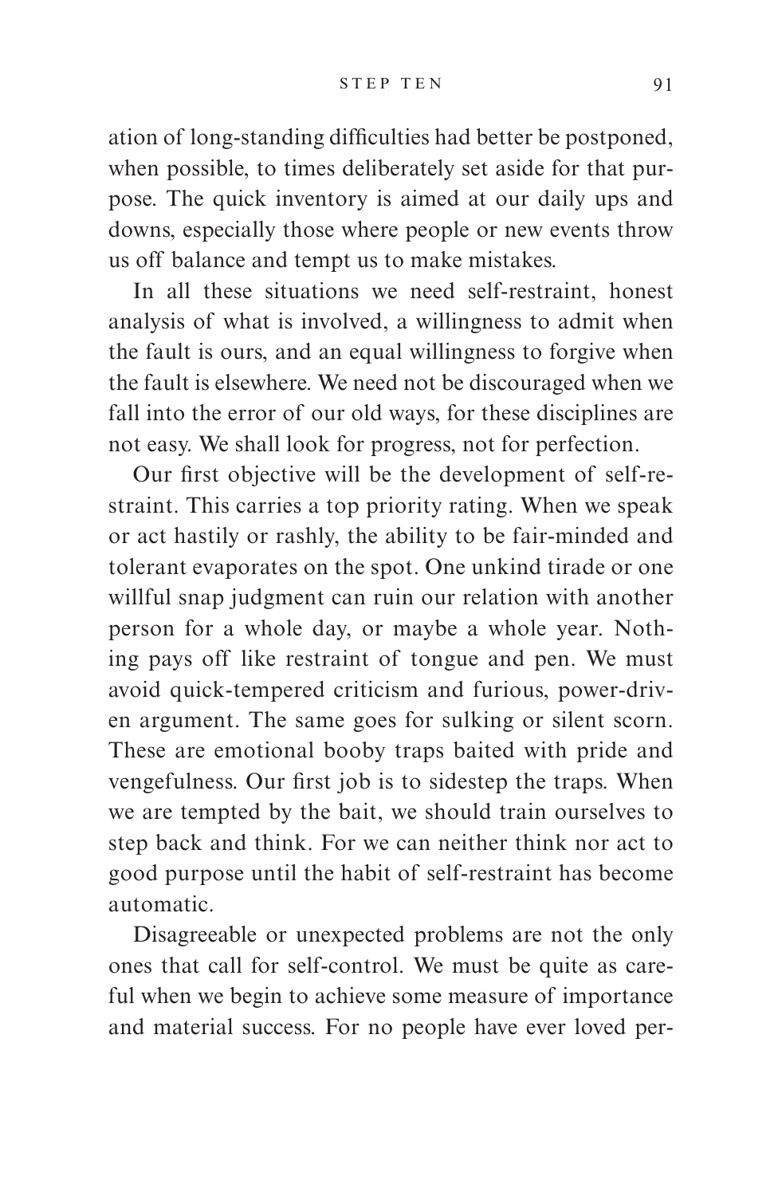ation of long-standing difficulties had better be postponed, when possible, to times deliberately set aside for that purpose. The quick inventory is aimed at our daily ups and downs, especially those where people or new events throw us off balance and tempt us to make mistakes.

In all these situations we need self-restraint, honest analysis of what is involved, a willingness to admit when the fault is ours, and an equal willingness to forgive when the fault is elsewhere. We need not be discouraged when we fall into the error of our old ways, for these disciplines are not easy. We shall look for progress, not for perfection.

Our first objective will be the development of self-restraint. This carries a top priority rating. When we speak or act hastily or rashly, the ability to be fair-minded and tolerant evaporates on the spot. One unkind tirade or one willful snap judgment can ruin our relation with another person for a whole day, or maybe a whole year. Nothing pays off like restraint of tongue and pen. We must avoid quick-tempered criticism and furious, power-driven argument. The same goes for sulking or silent scorn. These are emotional booby traps baited with pride and vengefulness. Our first job is to sidestep the traps. When we are tempted by the bait, we should train ourselves to step back and think. For we can neither think nor act to good purpose until the habit of self-restraint has become automatic.

Disagreeable or unexpected problems are not the only ones that call for self-control. We must be quite as careful when we begin to achieve some measure of importance and material success. For no people have ever loved per-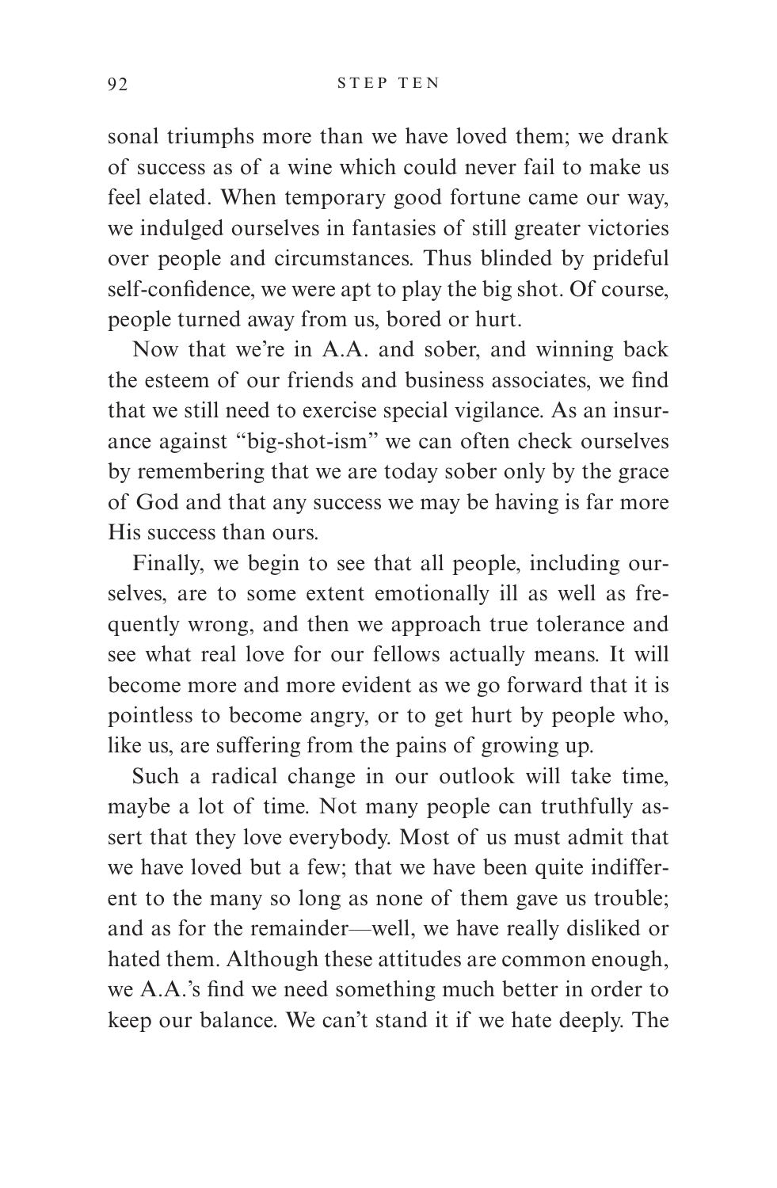sonal triumphs more than we have loved them; we drank of success as of a wine which could never fail to make us feel elated. When temporary good fortune came our way, we indulged ourselves in fantasies of still greater victories over people and circumstances. Thus blinded by prideful self-confidence, we were apt to play the big shot. Of course, people turned away from us, bored or hurt.

Now that we're in A.A. and sober, and winning back the esteem of our friends and business associates, we find that we still need to exercise special vigilance. As an insurance against "big-shot-ism" we can often check ourselves by remembering that we are today sober only by the grace of God and that any success we may be having is far more His success than ours.

Finally, we begin to see that all people, including ourselves, are to some extent emotionally ill as well as frequently wrong, and then we approach true tolerance and see what real love for our fellows actually means. It will become more and more evident as we go forward that it is pointless to become angry, or to get hurt by people who, like us, are suffering from the pains of growing up.

Such a radical change in our outlook will take time, maybe a lot of time. Not many people can truthfully assert that they love everybody. Most of us must admit that we have loved but a few; that we have been quite indifferent to the many so long as none of them gave us trouble; and as for the remainder—well, we have really disliked or hated them. Although these attitudes are common enough, we A.A.'s find we need something much better in order to keep our balance. We can't stand it if we hate deeply. The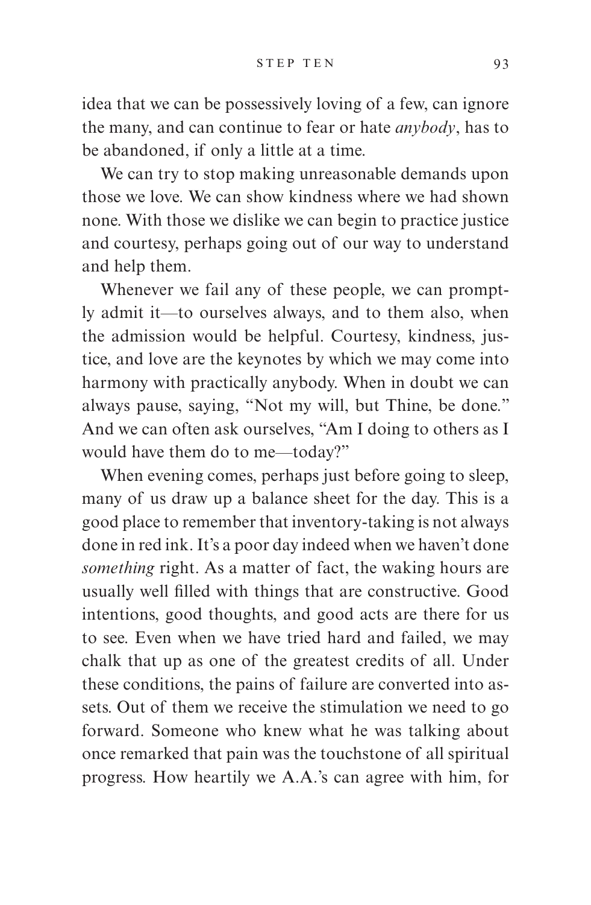idea that we can be possessively loving of a few, can ignore the many, and can continue to fear or hate *anybody*, has to be abandoned, if only a little at a time.

We can try to stop making unreasonable demands upon those we love. We can show kindness where we had shown none. With those we dislike we can begin to practice justice and courtesy, perhaps going out of our way to understand and help them.

Whenever we fail any of these people, we can promptly admit it—to ourselves always, and to them also, when the admission would be helpful. Courtesy, kindness, justice, and love are the keynotes by which we may come into harmony with practically anybody. When in doubt we can always pause, saying, "Not my will, but Thine, be done." And we can often ask ourselves, "Am I doing to others as I would have them do to me—today?"

When evening comes, perhaps just before going to sleep, many of us draw up a balance sheet for the day. This is a good place to remember that inventory-taking is not always done in red ink. It's a poor day indeed when we haven't done *something* right. As a matter of fact, the waking hours are usually well filled with things that are constructive. Good intentions, good thoughts, and good acts are there for us to see. Even when we have tried hard and failed, we may chalk that up as one of the greatest credits of all. Under these conditions, the pains of failure are converted into assets. Out of them we receive the stimulation we need to go forward. Someone who knew what he was talking about once remarked that pain was the touchstone of all spiritual progress. How heartily we A.A.'s can agree with him, for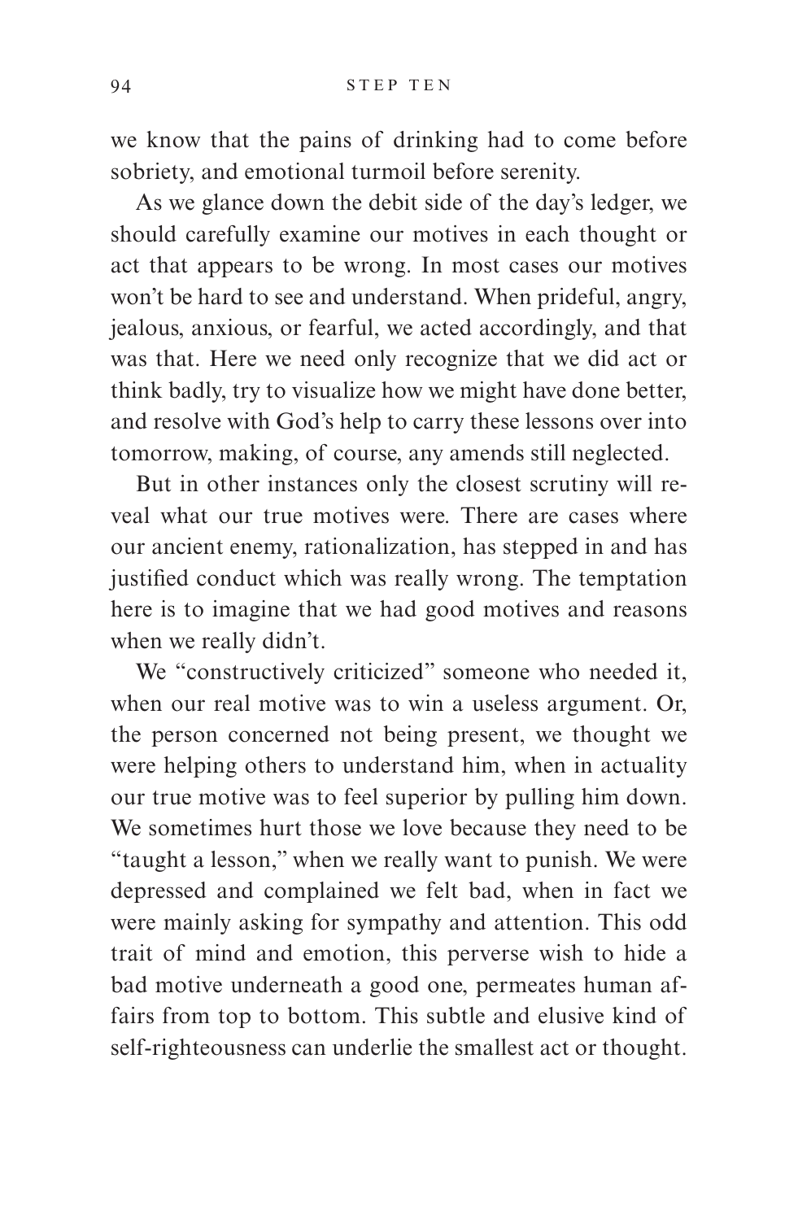we know that the pains of drinking had to come before sobriety, and emotional turmoil before serenity.

As we glance down the debit side of the day's ledger, we should carefully examine our motives in each thought or act that appears to be wrong. In most cases our motives won't be hard to see and understand. When prideful, angry, jealous, anxious, or fearful, we acted accordingly, and that was that. Here we need only recognize that we did act or think badly, try to visualize how we might have done better, and resolve with God's help to carry these lessons over into tomorrow, making, of course, any amends still neglected.

But in other instances only the closest scrutiny will reveal what our true motives were. There are cases where our ancient enemy, rationalization, has stepped in and has justified conduct which was really wrong. The temptation here is to imagine that we had good motives and reasons when we really didn't.

We "constructively criticized" someone who needed it, when our real motive was to win a useless argument. Or, the person concerned not being present, we thought we were helping others to understand him, when in actuality our true motive was to feel superior by pulling him down. We sometimes hurt those we love because they need to be "taught a lesson," when we really want to punish. We were depressed and complained we felt bad, when in fact we were mainly asking for sympathy and attention. This odd trait of mind and emotion, this perverse wish to hide a bad motive underneath a good one, permeates human affairs from top to bottom. This subtle and elusive kind of self-righteousness can underlie the smallest act or thought.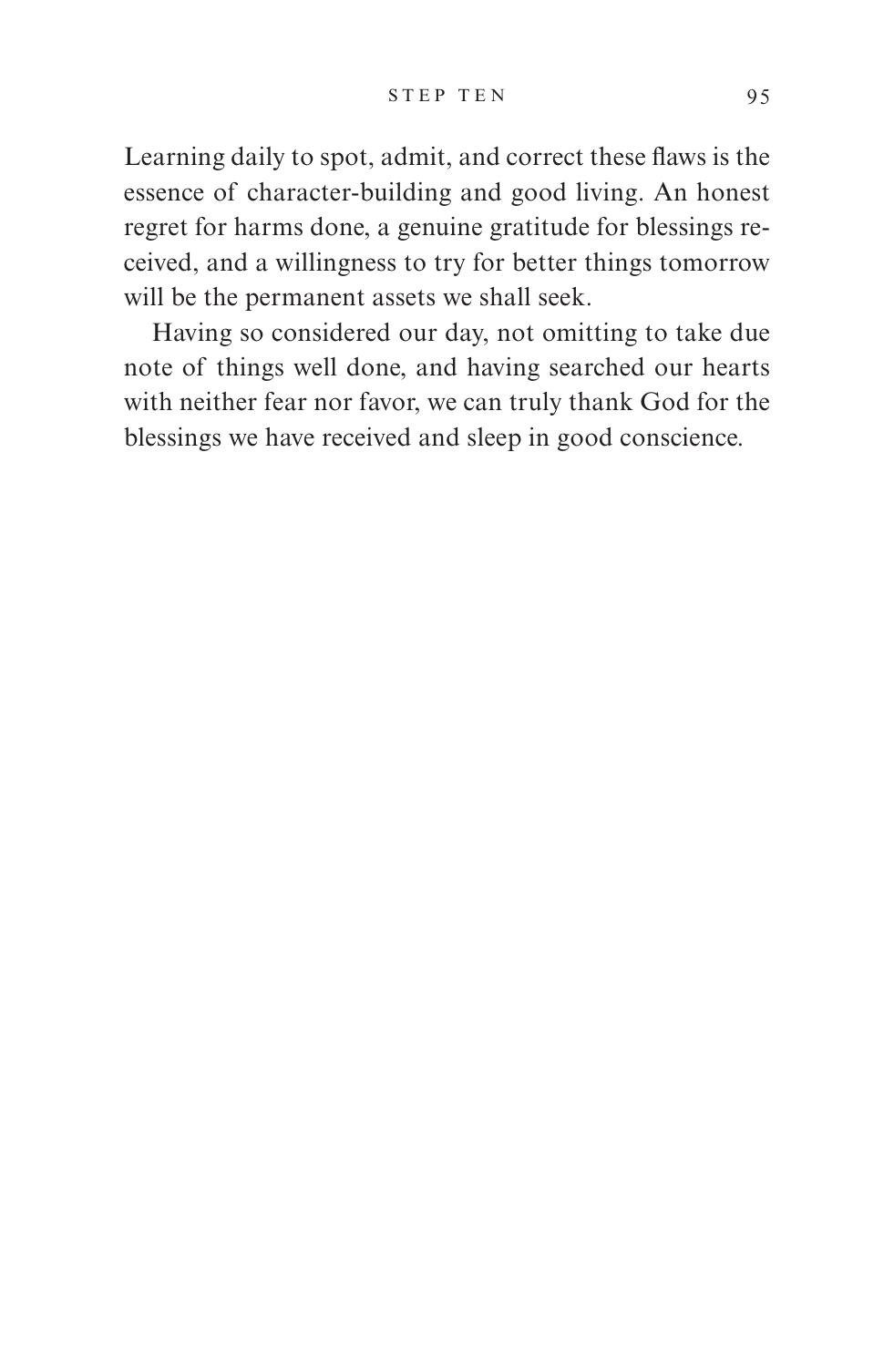Learning daily to spot, admit, and correct these flaws is the essence of character-building and good living. An honest regret for harms done, a genuine gratitude for blessings received, and a willingness to try for better things tomorrow will be the permanent assets we shall seek.

Having so considered our day, not omitting to take due note of things well done, and having searched our hearts with neither fear nor favor, we can truly thank God for the blessings we have received and sleep in good conscience.